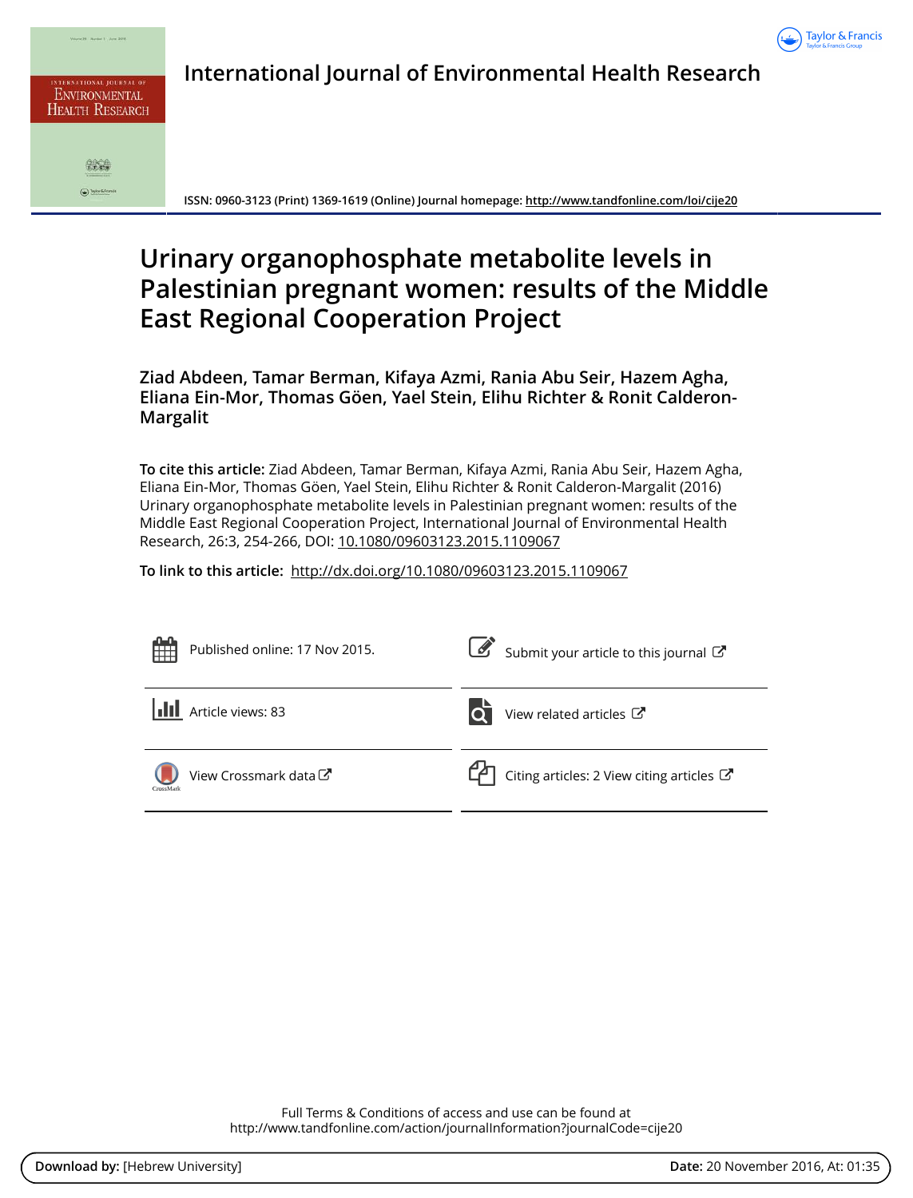International Journal of Environmental Health Research

ISSN: 0960-3123 (Print) 1369-1619 (Online) Journal homepage: http://www.tandfonline.com/loi/cije20

# Urinary organophosphate metabolite levels in Palestinian pregnant women: results of the Middle East Regional Cooperation Project

**Ziad Abdeen, Tamar Berman, Kifaya Azmi, Rania Abu Seir, Hazem Agha, Eliana Ein-Mor, Thomas Göen, Yael Stein, Elihu Richter & Ronit Calderon-Margalit**

**To cite this article:** Ziad Abdeen, Tamar Berman, Kifaya Azmi, Rania Abu Seir, Hazem Agha, Eliana Ein-Mor, Thomas Göen, Yael Stein, Elihu Richter & Ronit Calderon-Margalit (2016) Urinary organophosphate metabolite levels in Palestinian pregnant women: results of the Middle East Regional Cooperation Project, International Journal of Environmental Health Research, 26:3, 254-266, DOI: 10.1080/09603123.2015.1109067

**To link to this article:** http://dx.doi.org/10.1080/09603123.2015.1109067

Published online: 17 Nov 2015.

Submit your article to this journal

Article views: 83

View related articles

View Crossmark data

Citing articles: 2 View citing articles

Full Terms & Conditions of access and use can be found at
http://www.tandfonline.com/action/journalInformation?journalCode=cije20

**Download by:** [Hebrew University] **Date:** 20 November 2016, At: 01:35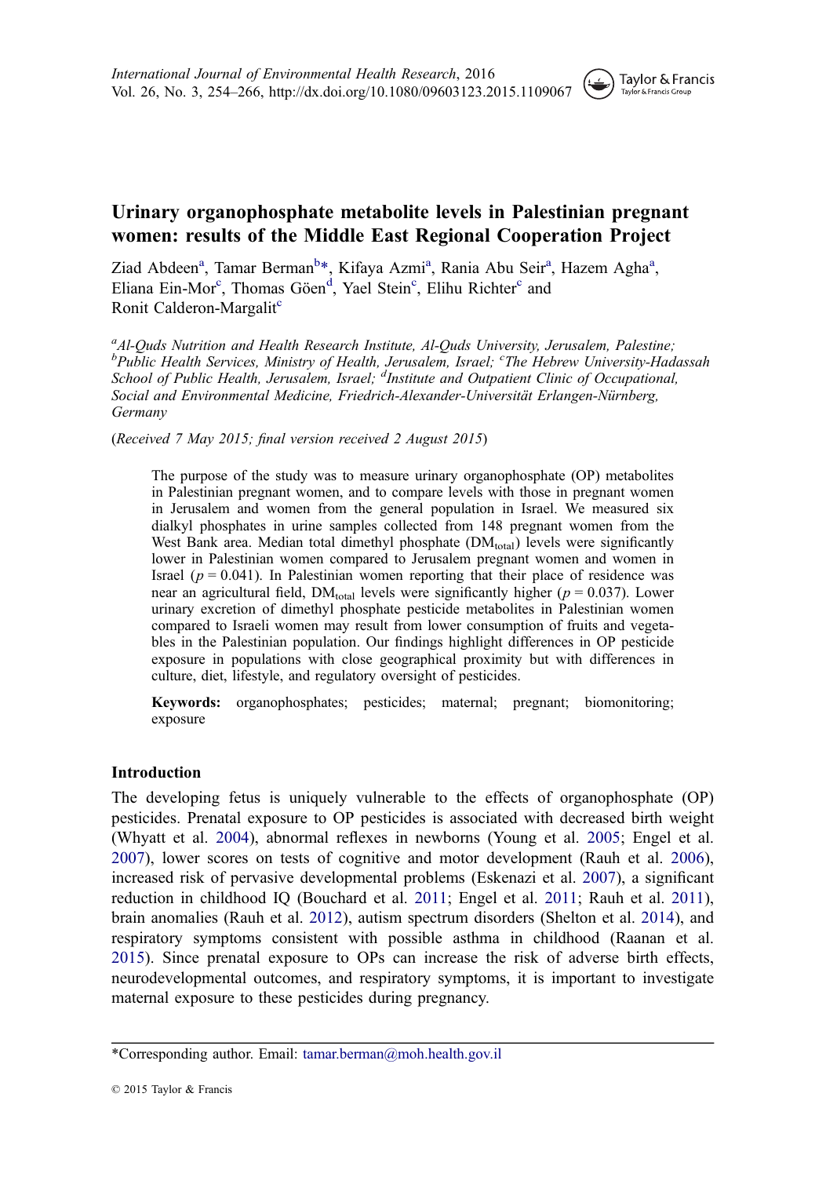# Urinary organophosphate metabolite levels in Palestinian pregnant women: results of the Middle East Regional Cooperation Project

Ziad Abdeen[a], Tamar Berman[b]*, Kifaya Azmi[a], Rania Abu Seir[a], Hazem Agha[a], Eliana Ein-Mor[c], Thomas Göen[d], Yael Stein[c], Elihu Richter[c] and Ronit Calderon-Margalit[c]

*[a]Al-Quds Nutrition and Health Research Institute, Al-Quds University, Jerusalem, Palestine; [b]Public Health Services, Ministry of Health, Jerusalem, Israel; [c]The Hebrew University-Hadassah School of Public Health, Jerusalem, Israel; [d]Institute and Outpatient Clinic of Occupational, Social and Environmental Medicine, Friedrich-Alexander-Universität Erlangen-Nürnberg, Germany*

(*Received 7 May 2015; final version received 2 August 2015*)

The purpose of the study was to measure urinary organophosphate (OP) metabolites in Palestinian pregnant women, and to compare levels with those in pregnant women in Jerusalem and women from the general population in Israel. We measured six dialkyl phosphates in urine samples collected from 148 pregnant women from the West Bank area. Median total dimethyl phosphate ($DM_{total}$) levels were significantly lower in Palestinian women compared to Jerusalem pregnant women and women in Israel ($p = 0.041$). In Palestinian women reporting that their place of residence was near an agricultural field, $DM_{total}$ levels were significantly higher ($p = 0.037$). Lower urinary excretion of dimethyl phosphate pesticide metabolites in Palestinian women compared to Israeli women may result from lower consumption of fruits and vegetables in the Palestinian population. Our findings highlight differences in OP pesticide exposure in populations with close geographical proximity but with differences in culture, diet, lifestyle, and regulatory oversight of pesticides.

**Keywords:** organophosphates; pesticides; maternal; pregnant; biomonitoring; exposure

## Introduction

The developing fetus is uniquely vulnerable to the effects of organophosphate (OP) pesticides. Prenatal exposure to OP pesticides is associated with decreased birth weight (Whyatt et al. 2004), abnormal reflexes in newborns (Young et al. 2005; Engel et al. 2007), lower scores on tests of cognitive and motor development (Rauh et al. 2006), increased risk of pervasive developmental problems (Eskenazi et al. 2007), a significant reduction in childhood IQ (Bouchard et al. 2011; Engel et al. 2011; Rauh et al. 2011), brain anomalies (Rauh et al. 2012), autism spectrum disorders (Shelton et al. 2014), and respiratory symptoms consistent with possible asthma in childhood (Raanan et al. 2015). Since prenatal exposure to OPs can increase the risk of adverse birth effects, neurodevelopmental outcomes, and respiratory symptoms, it is important to investigate maternal exposure to these pesticides during pregnancy.

*Corresponding author. Email: tamar.berman@moh.health.gov.il

© 2015 Taylor & Francis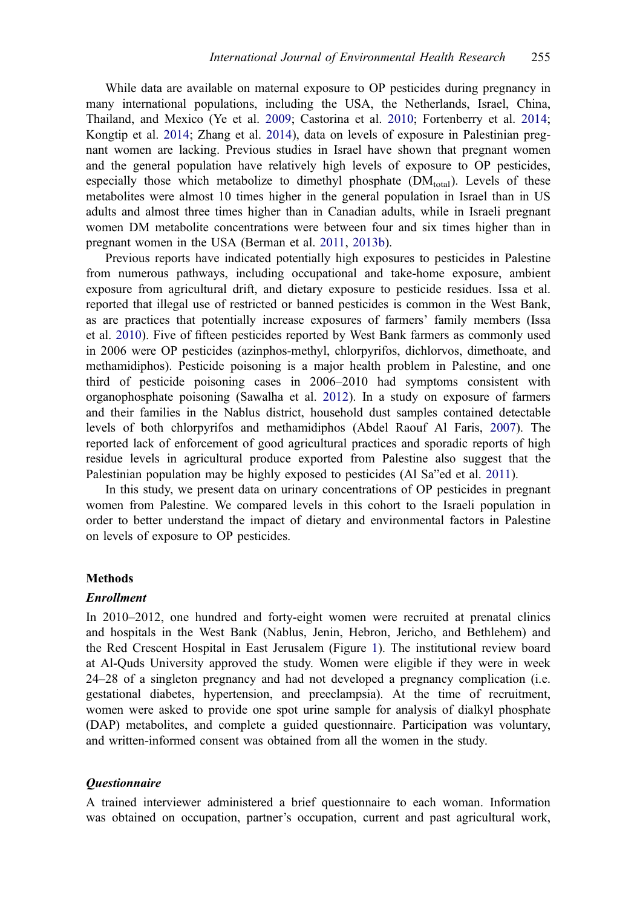While data are available on maternal exposure to OP pesticides during pregnancy in many international populations, including the USA, the Netherlands, Israel, China, Thailand, and Mexico (Ye et al. 2009; Castorina et al. 2010; Fortenberry et al. 2014; Kongtip et al. 2014; Zhang et al. 2014), data on levels of exposure in Palestinian pregnant women are lacking. Previous studies in Israel have shown that pregnant women and the general population have relatively high levels of exposure to OP pesticides, especially those which metabolize to dimethyl phosphate ($DM_{total}$). Levels of these metabolites were almost 10 times higher in the general population in Israel than in US adults and almost three times higher than in Canadian adults, while in Israeli pregnant women DM metabolite concentrations were between four and six times higher than in pregnant women in the USA (Berman et al. 2011, 2013b).

Previous reports have indicated potentially high exposures to pesticides in Palestine from numerous pathways, including occupational and take-home exposure, ambient exposure from agricultural drift, and dietary exposure to pesticide residues. Issa et al. reported that illegal use of restricted or banned pesticides is common in the West Bank, as are practices that potentially increase exposures of farmers' family members (Issa et al. 2010). Five of fifteen pesticides reported by West Bank farmers as commonly used in 2006 were OP pesticides (azinphos-methyl, chlorpyrifos, dichlorvos, dimethoate, and methamidiphos). Pesticide poisoning is a major health problem in Palestine, and one third of pesticide poisoning cases in 2006–2010 had symptoms consistent with organophosphate poisoning (Sawalha et al. 2012). In a study on exposure of farmers and their families in the Nablus district, household dust samples contained detectable levels of both chlorpyrifos and methamidiphos (Abdel Raouf Al Faris, 2007). The reported lack of enforcement of good agricultural practices and sporadic reports of high residue levels in agricultural produce exported from Palestine also suggest that the Palestinian population may be highly exposed to pesticides (Al Sa"ed et al. 2011).

In this study, we present data on urinary concentrations of OP pesticides in pregnant women from Palestine. We compared levels in this cohort to the Israeli population in order to better understand the impact of dietary and environmental factors in Palestine on levels of exposure to OP pesticides.

## Methods

### *Enrollment*

In 2010–2012, one hundred and forty-eight women were recruited at prenatal clinics and hospitals in the West Bank (Nablus, Jenin, Hebron, Jericho, and Bethlehem) and the Red Crescent Hospital in East Jerusalem (Figure 1). The institutional review board at Al-Quds University approved the study. Women were eligible if they were in week 24–28 of a singleton pregnancy and had not developed a pregnancy complication (i.e. gestational diabetes, hypertension, and preeclampsia). At the time of recruitment, women were asked to provide one spot urine sample for analysis of dialkyl phosphate (DAP) metabolites, and complete a guided questionnaire. Participation was voluntary, and written-informed consent was obtained from all the women in the study.

### *Questionnaire*

A trained interviewer administered a brief questionnaire to each woman. Information was obtained on occupation, partner's occupation, current and past agricultural work,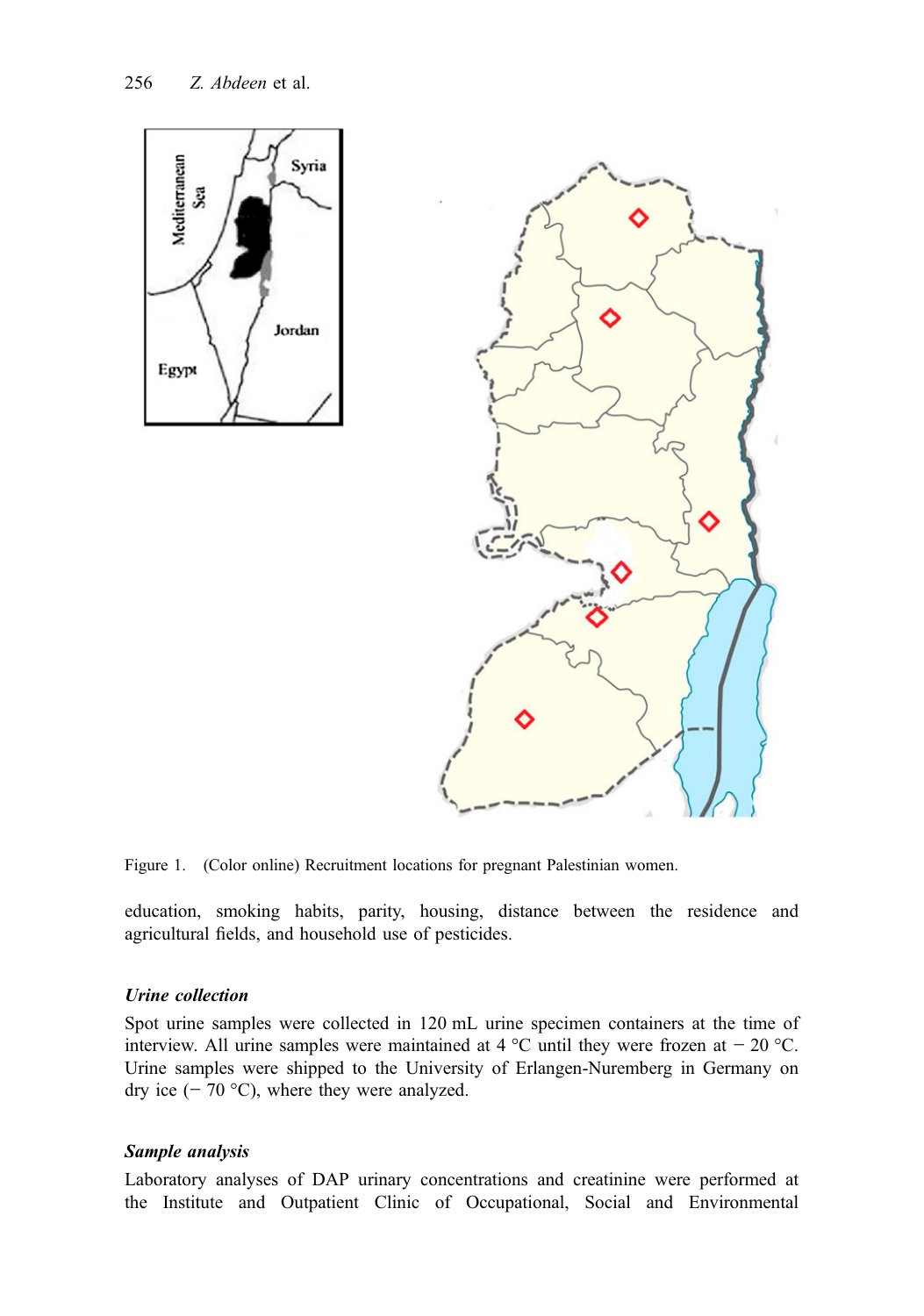Figure 1. (Color online) Recruitment locations for pregnant Palestinian women.

education, smoking habits, parity, housing, distance between the residence and agricultural fields, and household use of pesticides.

### *Urine collection*

Spot urine samples were collected in 120 mL urine specimen containers at the time of interview. All urine samples were maintained at 4 °C until they were frozen at − 20 °C. Urine samples were shipped to the University of Erlangen-Nuremberg in Germany on dry ice (− 70 °C), where they were analyzed.

### *Sample analysis*

Laboratory analyses of DAP urinary concentrations and creatinine were performed at the Institute and Outpatient Clinic of Occupational, Social and Environmental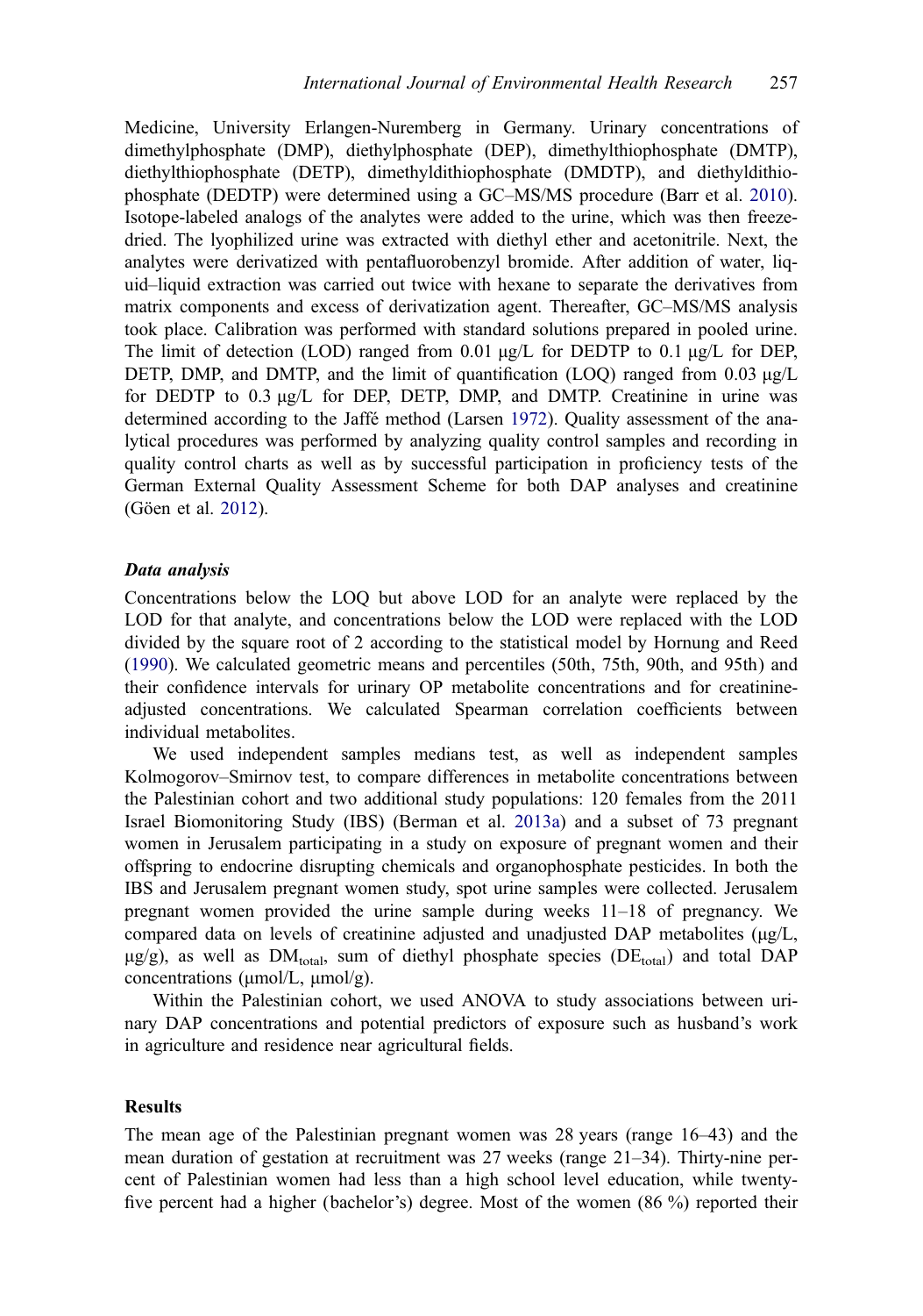Medicine, University Erlangen-Nuremberg in Germany. Urinary concentrations of dimethylphosphate (DMP), diethylphosphate (DEP), dimethylthiophosphate (DMTP), diethylthiophosphate (DETP), dimethyldithiophosphate (DMDTP), and diethyldithiophosphate (DEDTP) were determined using a GC–MS/MS procedure (Barr et al. 2010). Isotope-labeled analogs of the analytes were added to the urine, which was then freeze-dried. The lyophilized urine was extracted with diethyl ether and acetonitrile. Next, the analytes were derivatized with pentafluorobenzyl bromide. After addition of water, liquid–liquid extraction was carried out twice with hexane to separate the derivatives from matrix components and excess of derivatization agent. Thereafter, GC–MS/MS analysis took place. Calibration was performed with standard solutions prepared in pooled urine. The limit of detection (LOD) ranged from 0.01 μg/L for DEDTP to 0.1 μg/L for DEP, DETP, DMP, and DMTP, and the limit of quantification (LOQ) ranged from 0.03 μg/L for DEDTP to 0.3 μg/L for DEP, DETP, DMP, and DMTP. Creatinine in urine was determined according to the Jaffé method (Larsen 1972). Quality assessment of the analytical procedures was performed by analyzing quality control samples and recording in quality control charts as well as by successful participation in proficiency tests of the German External Quality Assessment Scheme for both DAP analyses and creatinine (Göen et al. 2012).

### *Data analysis*

Concentrations below the LOQ but above LOD for an analyte were replaced by the LOD for that analyte, and concentrations below the LOD were replaced with the LOD divided by the square root of 2 according to the statistical model by Hornung and Reed (1990). We calculated geometric means and percentiles (50th, 75th, 90th, and 95th) and their confidence intervals for urinary OP metabolite concentrations and for creatinine-adjusted concentrations. We calculated Spearman correlation coefficients between individual metabolites.

We used independent samples medians test, as well as independent samples Kolmogorov–Smirnov test, to compare differences in metabolite concentrations between the Palestinian cohort and two additional study populations: 120 females from the 2011 Israel Biomonitoring Study (IBS) (Berman et al. 2013a) and a subset of 73 pregnant women in Jerusalem participating in a study on exposure of pregnant women and their offspring to endocrine disrupting chemicals and organophosphate pesticides. In both the IBS and Jerusalem pregnant women study, spot urine samples were collected. Jerusalem pregnant women provided the urine sample during weeks 11–18 of pregnancy. We compared data on levels of creatinine adjusted and unadjusted DAP metabolites (μg/L, μg/g), as well as $DM_{total}$, sum of diethyl phosphate species ($DE_{total}$) and total DAP concentrations (μmol/L, μmol/g).

Within the Palestinian cohort, we used ANOVA to study associations between urinary DAP concentrations and potential predictors of exposure such as husband's work in agriculture and residence near agricultural fields.

## Results

The mean age of the Palestinian pregnant women was 28 years (range 16–43) and the mean duration of gestation at recruitment was 27 weeks (range 21–34). Thirty-nine percent of Palestinian women had less than a high school level education, while twenty-five percent had a higher (bachelor's) degree. Most of the women (86 %) reported their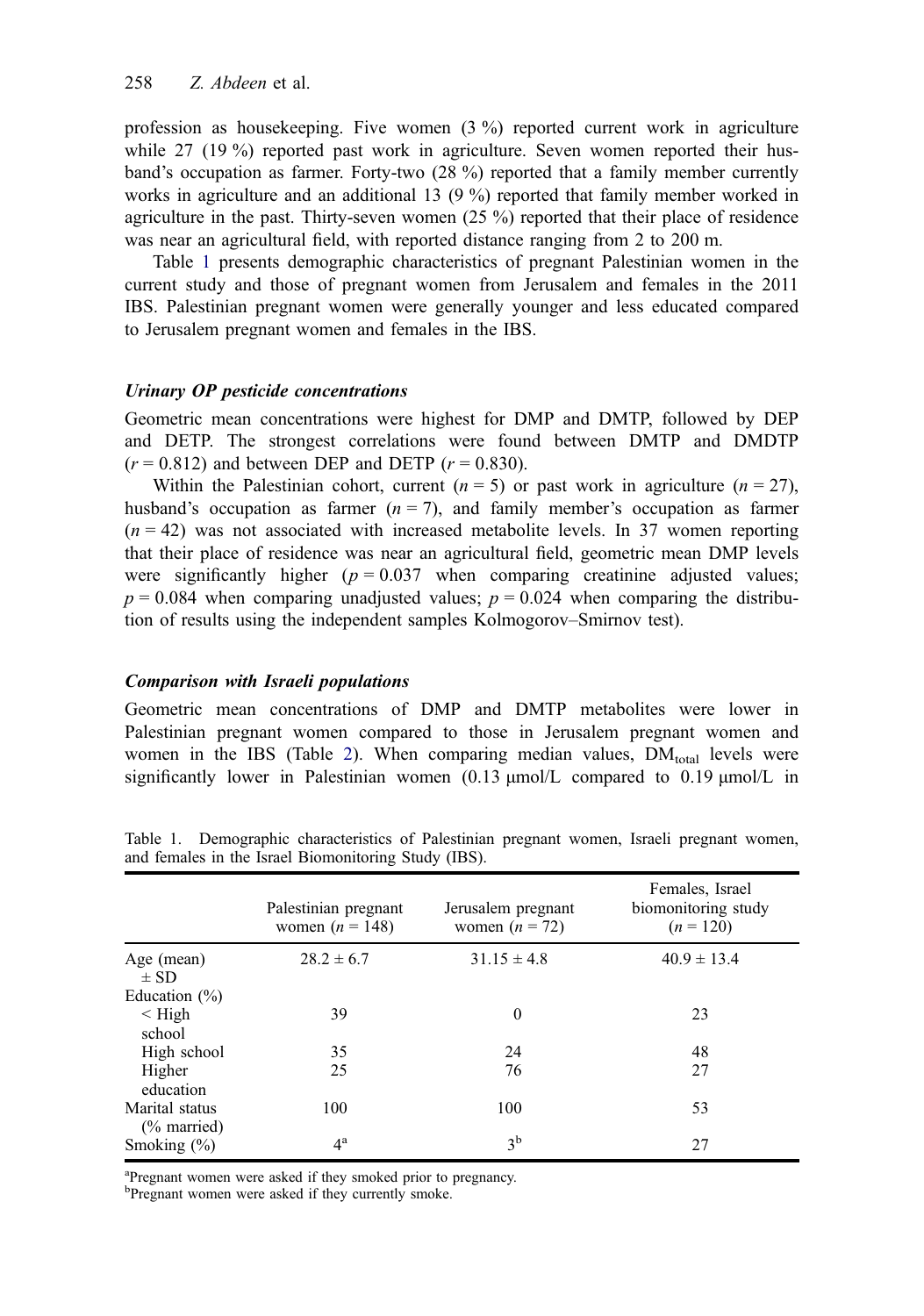profession as housekeeping. Five women (3 %) reported current work in agriculture while 27 (19 %) reported past work in agriculture. Seven women reported their husband's occupation as farmer. Forty-two (28 %) reported that a family member currently works in agriculture and an additional 13 (9 %) reported that family member worked in agriculture in the past. Thirty-seven women (25 %) reported that their place of residence was near an agricultural field, with reported distance ranging from 2 to 200 m.

Table 1 presents demographic characteristics of pregnant Palestinian women in the current study and those of pregnant women from Jerusalem and females in the 2011 IBS. Palestinian pregnant women were generally younger and less educated compared to Jerusalem pregnant women and females in the IBS.

### *Urinary OP pesticide concentrations*

Geometric mean concentrations were highest for DMP and DMTP, followed by DEP and DETP. The strongest correlations were found between DMTP and DMDTP ($r = 0.812$) and between DEP and DETP ($r = 0.830$).

Within the Palestinian cohort, current ($n = 5$) or past work in agriculture ($n = 27$), husband's occupation as farmer ($n = 7$), and family member's occupation as farmer ($n = 42$) was not associated with increased metabolite levels. In 37 women reporting that their place of residence was near an agricultural field, geometric mean DMP levels were significantly higher ($p = 0.037$ when comparing creatinine adjusted values; $p = 0.084$ when comparing unadjusted values; $p = 0.024$ when comparing the distribution of results using the independent samples Kolmogorov–Smirnov test).

### *Comparison with Israeli populations*

Geometric mean concentrations of DMP and DMTP metabolites were lower in Palestinian pregnant women compared to those in Jerusalem pregnant women and women in the IBS (Table 2). When comparing median values, $DM_{total}$ levels were significantly lower in Palestinian women (0.13 μmol/L compared to 0.19 μmol/L in

Table 1. Demographic characteristics of Palestinian pregnant women, Israeli pregnant women, and females in the Israel Biomonitoring Study (IBS).

| | Palestinian pregnant women ($n = 148$) | Jerusalem pregnant women ($n = 72$) | Females, Israel biomonitoring study ($n = 120$) |
|---|---|---|---|
| Age (mean) ± SD | 28.2 ± 6.7 | 31.15 ± 4.8 | 40.9 ± 13.4 |
| Education (%) | | | |
| < High school | 39 | 0 | 23 |
| High school | 35 | 24 | 48 |
| Higher education | 25 | 76 | 27 |
| Marital status (% married) | 100 | 100 | 53 |
| Smoking (%) | 4[a] | 3[b] | 27 |

[a]Pregnant women were asked if they smoked prior to pregnancy.
[b]Pregnant women were asked if they currently smoke.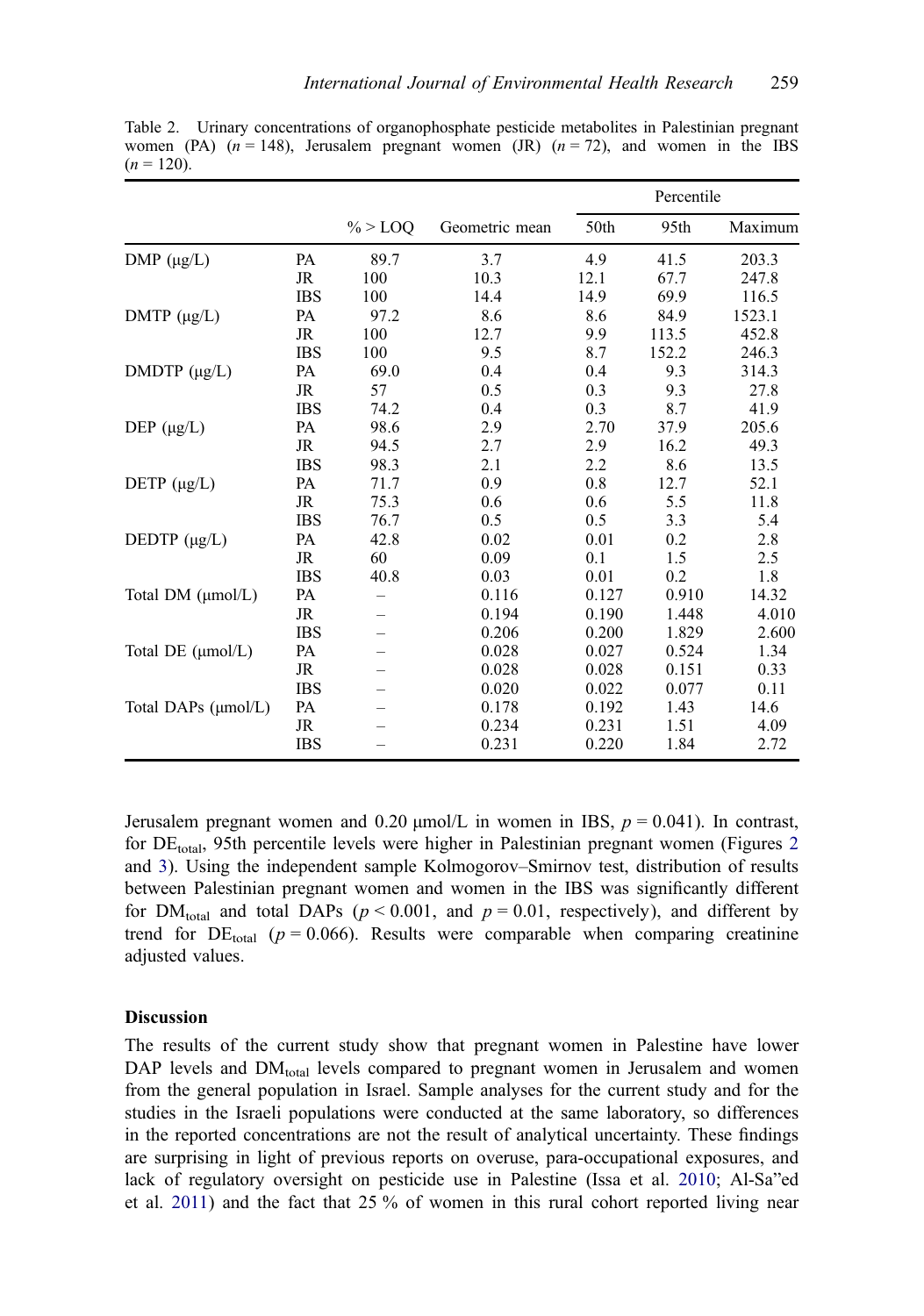Table 2. Urinary concentrations of organophosphate pesticide metabolites in Palestinian pregnant women (PA) ($n = 148$), Jerusalem pregnant women (JR) ($n = 72$), and women in the IBS ($n = 120$).

| | | % > LOQ | Geometric mean | Percentile | | |
|---|---|---|---|---|---|---|
| | | | | 50th | 95th | Maximum |
| DMP (μg/L) | PA | 89.7 | 3.7 | 4.9 | 41.5 | 203.3 |
| | JR | 100 | 10.3 | 12.1 | 67.7 | 247.8 |
| | IBS | 100 | 14.4 | 14.9 | 69.9 | 116.5 |
| DMTP (μg/L) | PA | 97.2 | 8.6 | 8.6 | 84.9 | 1523.1 |
| | JR | 100 | 12.7 | 9.9 | 113.5 | 452.8 |
| | IBS | 100 | 9.5 | 8.7 | 152.2 | 246.3 |
| DMDTP (μg/L) | PA | 69.0 | 0.4 | 0.4 | 9.3 | 314.3 |
| | JR | 57 | 0.5 | 0.3 | 9.3 | 27.8 |
| | IBS | 74.2 | 0.4 | 0.3 | 8.7 | 41.9 |
| DEP (μg/L) | PA | 98.6 | 2.9 | 2.70 | 37.9 | 205.6 |
| | JR | 94.5 | 2.7 | 2.9 | 16.2 | 49.3 |
| | IBS | 98.3 | 2.1 | 2.2 | 8.6 | 13.5 |
| DETP (μg/L) | PA | 71.7 | 0.9 | 0.8 | 12.7 | 52.1 |
| | JR | 75.3 | 0.6 | 0.6 | 5.5 | 11.8 |
| | IBS | 76.7 | 0.5 | 0.5 | 3.3 | 5.4 |
| DEDTP (μg/L) | PA | 42.8 | 0.02 | 0.01 | 0.2 | 2.8 |
| | JR | 60 | 0.09 | 0.1 | 1.5 | 2.5 |
| | IBS | 40.8 | 0.03 | 0.01 | 0.2 | 1.8 |
| Total DM (μmol/L) | PA | – | 0.116 | 0.127 | 0.910 | 14.32 |
| | JR | – | 0.194 | 0.190 | 1.448 | 4.010 |
| | IBS | – | 0.206 | 0.200 | 1.829 | 2.600 |
| Total DE (μmol/L) | PA | – | 0.028 | 0.027 | 0.524 | 1.34 |
| | JR | – | 0.028 | 0.028 | 0.151 | 0.33 |
| | IBS | – | 0.020 | 0.022 | 0.077 | 0.11 |
| Total DAPs (μmol/L) | PA | – | 0.178 | 0.192 | 1.43 | 14.6 |
| | JR | – | 0.234 | 0.231 | 1.51 | 4.09 |
| | IBS | – | 0.231 | 0.220 | 1.84 | 2.72 |

Jerusalem pregnant women and 0.20 μmol/L in women in IBS, $p = 0.041$). In contrast, for $DE_{total}$, 95th percentile levels were higher in Palestinian pregnant women (Figures 2 and 3). Using the independent sample Kolmogorov–Smirnov test, distribution of results between Palestinian pregnant women and women in the IBS was significantly different for $DM_{total}$ and total DAPs ($p < 0.001$, and $p = 0.01$, respectively), and different by trend for $DE_{total}$ ($p = 0.066$). Results were comparable when comparing creatinine adjusted values.

### Discussion

The results of the current study show that pregnant women in Palestine have lower DAP levels and $DM_{total}$ levels compared to pregnant women in Jerusalem and women from the general population in Israel. Sample analyses for the current study and for the studies in the Israeli populations were conducted at the same laboratory, so differences in the reported concentrations are not the result of analytical uncertainty. These findings are surprising in light of previous reports on overuse, para-occupational exposures, and lack of regulatory oversight on pesticide use in Palestine (Issa et al. 2010; Al-Sa"ed et al. 2011) and the fact that 25 % of women in this rural cohort reported living near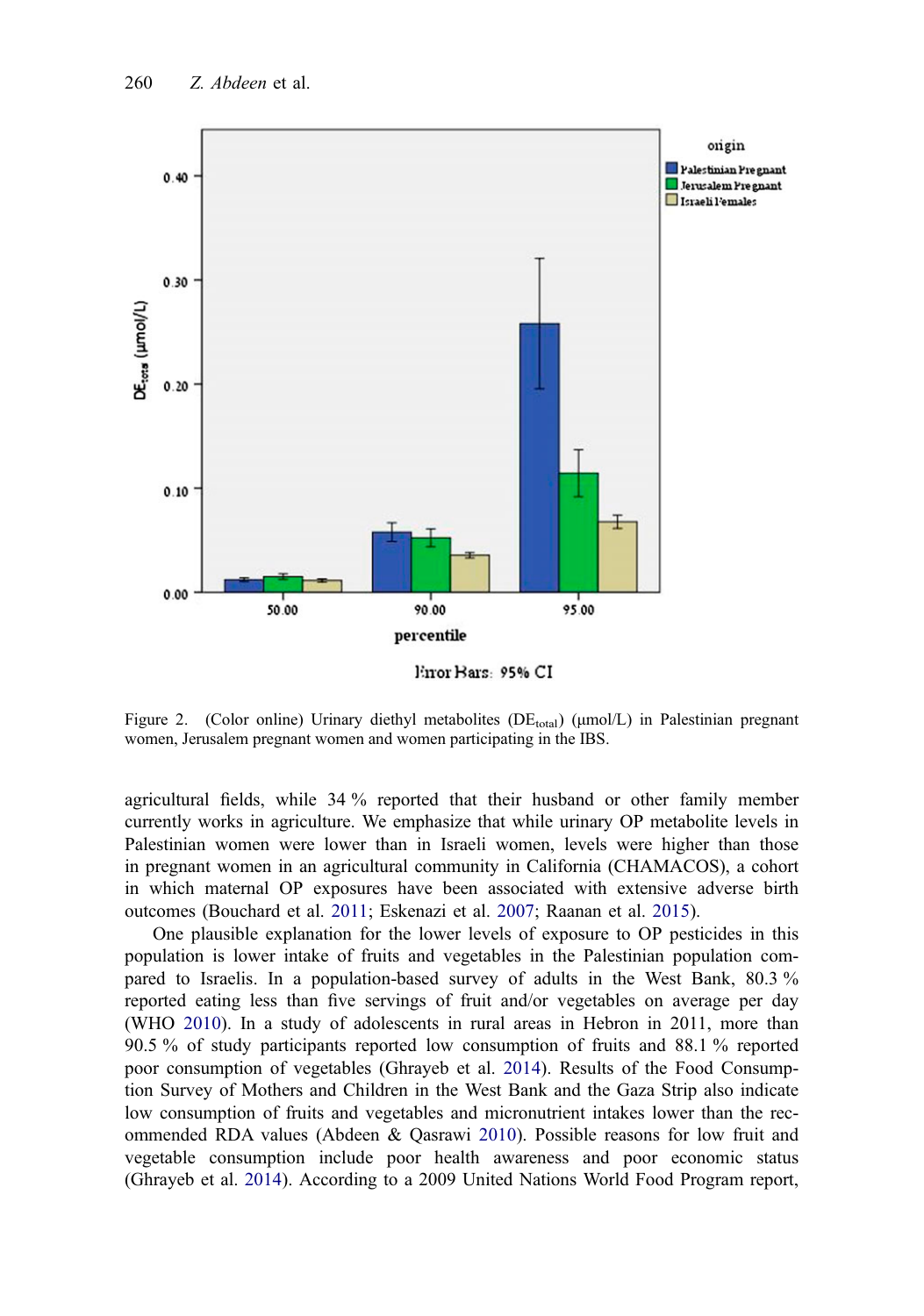Figure 2. (Color online) Urinary diethyl metabolites ($DE_{total}$) (µmol/L) in Palestinian pregnant women, Jerusalem pregnant women and women participating in the IBS.

agricultural fields, while 34 % reported that their husband or other family member currently works in agriculture. We emphasize that while urinary OP metabolite levels in Palestinian women were lower than in Israeli women, levels were higher than those in pregnant women in an agricultural community in California (CHAMACOS), a cohort in which maternal OP exposures have been associated with extensive adverse birth outcomes (Bouchard et al. 2011; Eskenazi et al. 2007; Raanan et al. 2015).

One plausible explanation for the lower levels of exposure to OP pesticides in this population is lower intake of fruits and vegetables in the Palestinian population compared to Israelis. In a population-based survey of adults in the West Bank, 80.3 % reported eating less than five servings of fruit and/or vegetables on average per day (WHO 2010). In a study of adolescents in rural areas in Hebron in 2011, more than 90.5 % of study participants reported low consumption of fruits and 88.1 % reported poor consumption of vegetables (Ghrayeb et al. 2014). Results of the Food Consumption Survey of Mothers and Children in the West Bank and the Gaza Strip also indicate low consumption of fruits and vegetables and micronutrient intakes lower than the recommended RDA values (Abdeen & Qasrawi 2010). Possible reasons for low fruit and vegetable consumption include poor health awareness and poor economic status (Ghrayeb et al. 2014). According to a 2009 United Nations World Food Program report,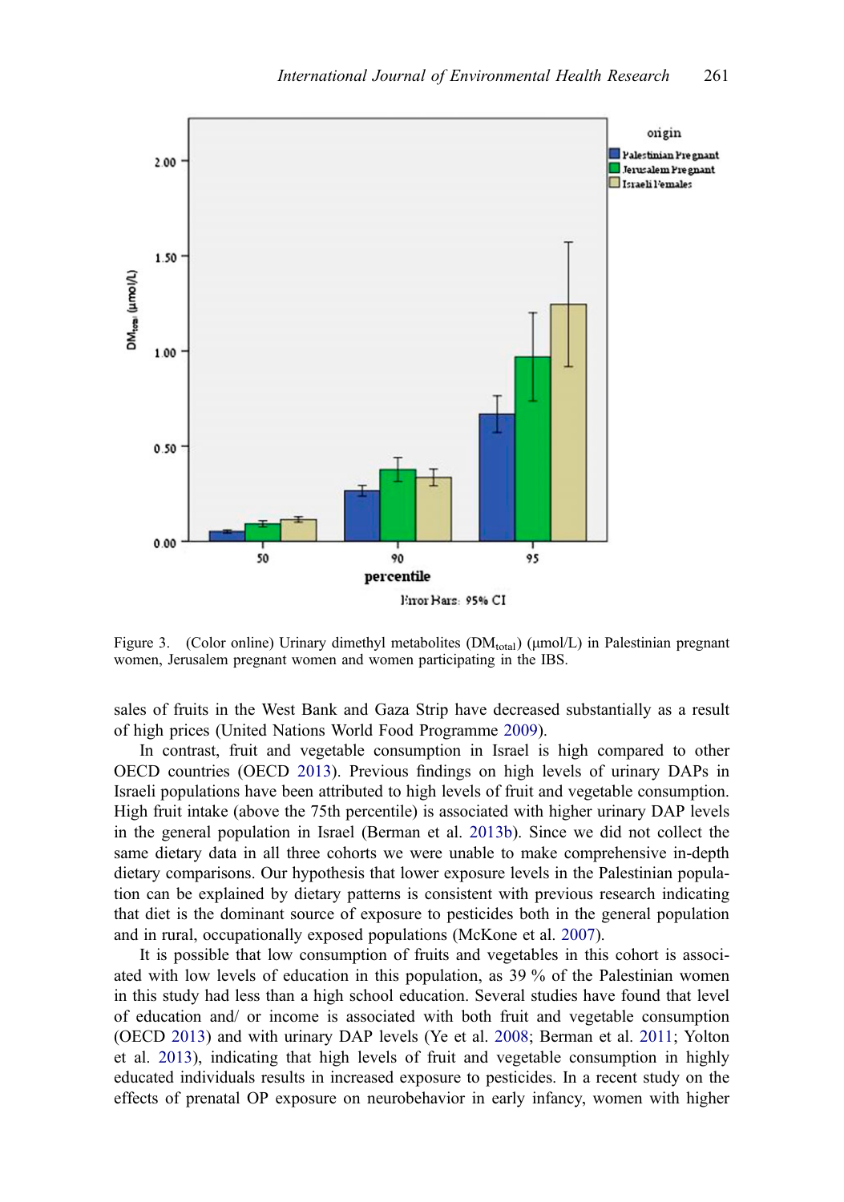Figure 3. (Color online) Urinary dimethyl metabolites ($DM_{total}$) (μmol/L) in Palestinian pregnant women, Jerusalem pregnant women and women participating in the IBS.

sales of fruits in the West Bank and Gaza Strip have decreased substantially as a result of high prices (United Nations World Food Programme 2009).

In contrast, fruit and vegetable consumption in Israel is high compared to other OECD countries (OECD 2013). Previous findings on high levels of urinary DAPs in Israeli populations have been attributed to high levels of fruit and vegetable consumption. High fruit intake (above the 75th percentile) is associated with higher urinary DAP levels in the general population in Israel (Berman et al. 2013b). Since we did not collect the same dietary data in all three cohorts we were unable to make comprehensive in-depth dietary comparisons. Our hypothesis that lower exposure levels in the Palestinian population can be explained by dietary patterns is consistent with previous research indicating that diet is the dominant source of exposure to pesticides both in the general population and in rural, occupationally exposed populations (McKone et al. 2007).

It is possible that low consumption of fruits and vegetables in this cohort is associated with low levels of education in this population, as 39 % of the Palestinian women in this study had less than a high school education. Several studies have found that level of education and/ or income is associated with both fruit and vegetable consumption (OECD 2013) and with urinary DAP levels (Ye et al. 2008; Berman et al. 2011; Yolton et al. 2013), indicating that high levels of fruit and vegetable consumption in highly educated individuals results in increased exposure to pesticides. In a recent study on the effects of prenatal OP exposure on neurobehavior in early infancy, women with higher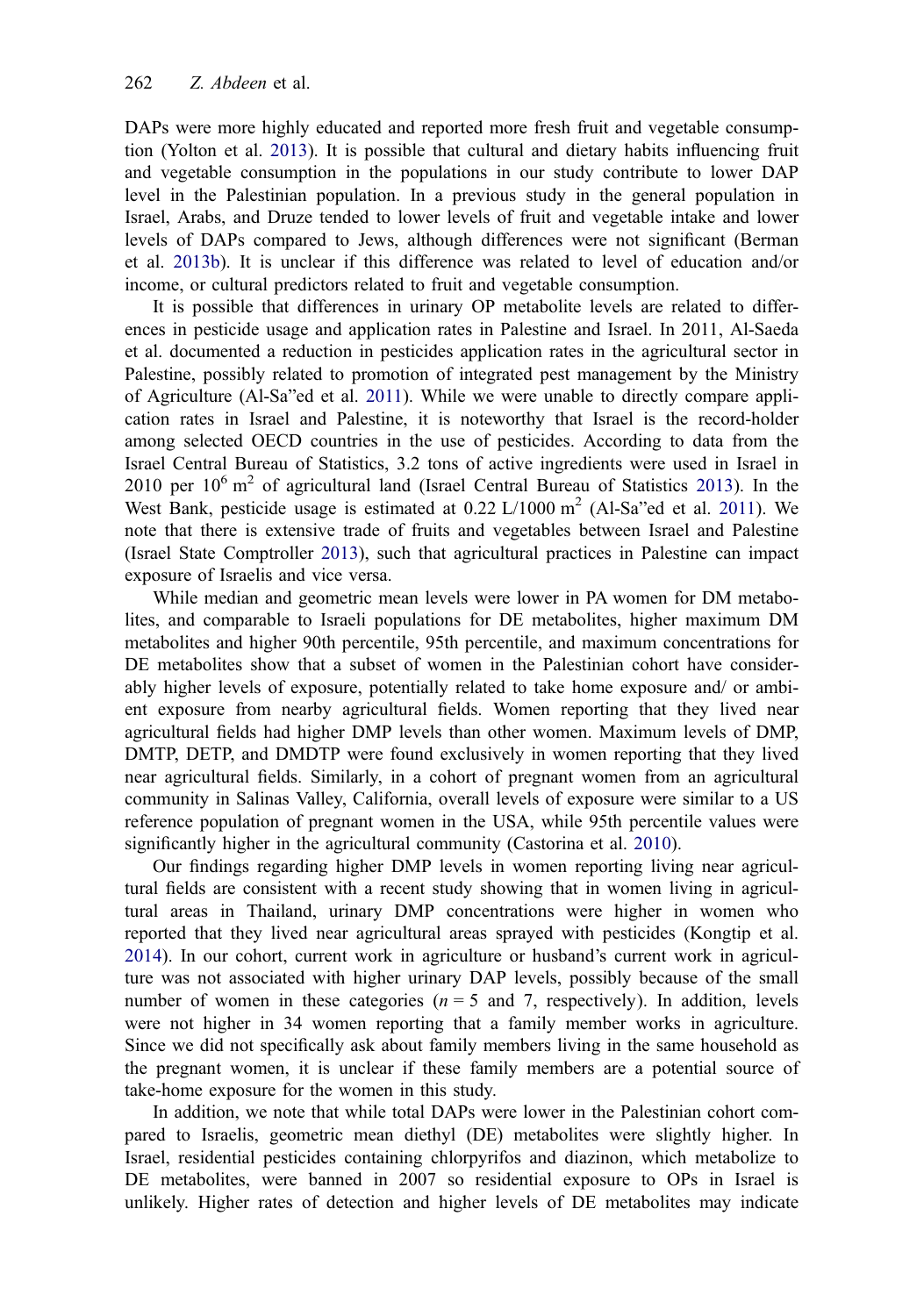DAPs were more highly educated and reported more fresh fruit and vegetable consumption (Yolton et al. 2013). It is possible that cultural and dietary habits influencing fruit and vegetable consumption in the populations in our study contribute to lower DAP level in the Palestinian population. In a previous study in the general population in Israel, Arabs, and Druze tended to lower levels of fruit and vegetable intake and lower levels of DAPs compared to Jews, although differences were not significant (Berman et al. 2013b). It is unclear if this difference was related to level of education and/or income, or cultural predictors related to fruit and vegetable consumption.

It is possible that differences in urinary OP metabolite levels are related to differences in pesticide usage and application rates in Palestine and Israel. In 2011, Al-Saeda et al. documented a reduction in pesticides application rates in the agricultural sector in Palestine, possibly related to promotion of integrated pest management by the Ministry of Agriculture (Al-Sa"ed et al. 2011). While we were unable to directly compare application rates in Israel and Palestine, it is noteworthy that Israel is the record-holder among selected OECD countries in the use of pesticides. According to data from the Israel Central Bureau of Statistics, 3.2 tons of active ingredients were used in Israel in 2010 per $10^6$ m$^2$ of agricultural land (Israel Central Bureau of Statistics 2013). In the West Bank, pesticide usage is estimated at 0.22 L/1000 m$^2$ (Al-Sa"ed et al. 2011). We note that there is extensive trade of fruits and vegetables between Israel and Palestine (Israel State Comptroller 2013), such that agricultural practices in Palestine can impact exposure of Israelis and vice versa.

While median and geometric mean levels were lower in PA women for DM metabolites, and comparable to Israeli populations for DE metabolites, higher maximum DM metabolites and higher 90th percentile, 95th percentile, and maximum concentrations for DE metabolites show that a subset of women in the Palestinian cohort have considerably higher levels of exposure, potentially related to take home exposure and/ or ambient exposure from nearby agricultural fields. Women reporting that they lived near agricultural fields had higher DMP levels than other women. Maximum levels of DMP, DMTP, DETP, and DMDTP were found exclusively in women reporting that they lived near agricultural fields. Similarly, in a cohort of pregnant women from an agricultural community in Salinas Valley, California, overall levels of exposure were similar to a US reference population of pregnant women in the USA, while 95th percentile values were significantly higher in the agricultural community (Castorina et al. 2010).

Our findings regarding higher DMP levels in women reporting living near agricultural fields are consistent with a recent study showing that in women living in agricultural areas in Thailand, urinary DMP concentrations were higher in women who reported that they lived near agricultural areas sprayed with pesticides (Kongtip et al. 2014). In our cohort, current work in agriculture or husband's current work in agriculture was not associated with higher urinary DAP levels, possibly because of the small number of women in these categories ($n = 5$ and 7, respectively). In addition, levels were not higher in 34 women reporting that a family member works in agriculture. Since we did not specifically ask about family members living in the same household as the pregnant women, it is unclear if these family members are a potential source of take-home exposure for the women in this study.

In addition, we note that while total DAPs were lower in the Palestinian cohort compared to Israelis, geometric mean diethyl (DE) metabolites were slightly higher. In Israel, residential pesticides containing chlorpyrifos and diazinon, which metabolize to DE metabolites, were banned in 2007 so residential exposure to OPs in Israel is unlikely. Higher rates of detection and higher levels of DE metabolites may indicate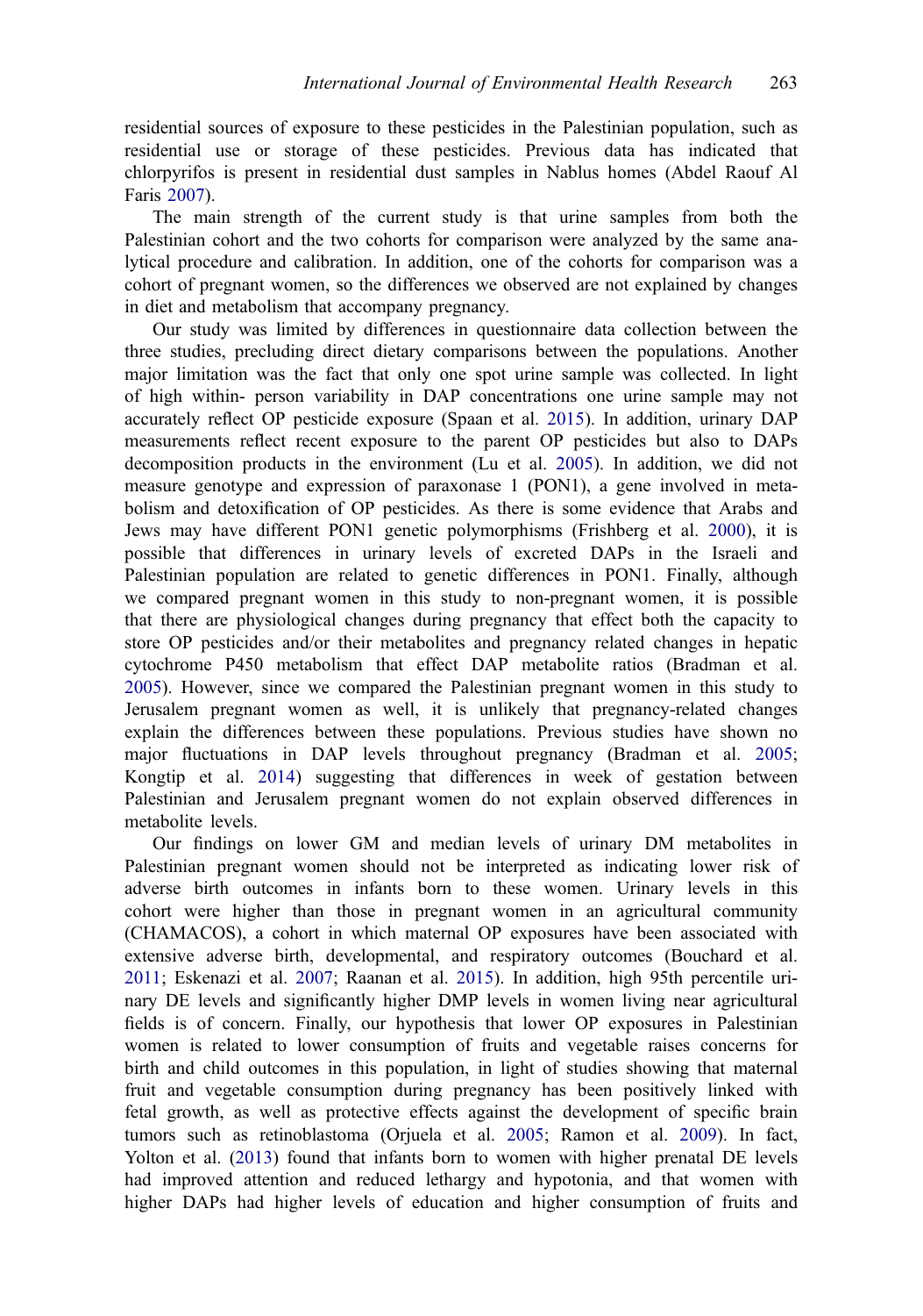residential sources of exposure to these pesticides in the Palestinian population, such as residential use or storage of these pesticides. Previous data has indicated that chlorpyrifos is present in residential dust samples in Nablus homes (Abdel Raouf Al Faris 2007).

The main strength of the current study is that urine samples from both the Palestinian cohort and the two cohorts for comparison were analyzed by the same analytical procedure and calibration. In addition, one of the cohorts for comparison was a cohort of pregnant women, so the differences we observed are not explained by changes in diet and metabolism that accompany pregnancy.

Our study was limited by differences in questionnaire data collection between the three studies, precluding direct dietary comparisons between the populations. Another major limitation was the fact that only one spot urine sample was collected. In light of high within- person variability in DAP concentrations one urine sample may not accurately reflect OP pesticide exposure (Spaan et al. 2015). In addition, urinary DAP measurements reflect recent exposure to the parent OP pesticides but also to DAPs decomposition products in the environment (Lu et al. 2005). In addition, we did not measure genotype and expression of paraxonase 1 (PON1), a gene involved in metabolism and detoxification of OP pesticides. As there is some evidence that Arabs and Jews may have different PON1 genetic polymorphisms (Frishberg et al. 2000), it is possible that differences in urinary levels of excreted DAPs in the Israeli and Palestinian population are related to genetic differences in PON1. Finally, although we compared pregnant women in this study to non-pregnant women, it is possible that there are physiological changes during pregnancy that effect both the capacity to store OP pesticides and/or their metabolites and pregnancy related changes in hepatic cytochrome P450 metabolism that effect DAP metabolite ratios (Bradman et al. 2005). However, since we compared the Palestinian pregnant women in this study to Jerusalem pregnant women as well, it is unlikely that pregnancy-related changes explain the differences between these populations. Previous studies have shown no major fluctuations in DAP levels throughout pregnancy (Bradman et al. 2005; Kongtip et al. 2014) suggesting that differences in week of gestation between Palestinian and Jerusalem pregnant women do not explain observed differences in metabolite levels.

Our findings on lower GM and median levels of urinary DM metabolites in Palestinian pregnant women should not be interpreted as indicating lower risk of adverse birth outcomes in infants born to these women. Urinary levels in this cohort were higher than those in pregnant women in an agricultural community (CHAMACOS), a cohort in which maternal OP exposures have been associated with extensive adverse birth, developmental, and respiratory outcomes (Bouchard et al. 2011; Eskenazi et al. 2007; Raanan et al. 2015). In addition, high 95th percentile urinary DE levels and significantly higher DMP levels in women living near agricultural fields is of concern. Finally, our hypothesis that lower OP exposures in Palestinian women is related to lower consumption of fruits and vegetable raises concerns for birth and child outcomes in this population, in light of studies showing that maternal fruit and vegetable consumption during pregnancy has been positively linked with fetal growth, as well as protective effects against the development of specific brain tumors such as retinoblastoma (Orjuela et al. 2005; Ramon et al. 2009). In fact, Yolton et al. (2013) found that infants born to women with higher prenatal DE levels had improved attention and reduced lethargy and hypotonia, and that women with higher DAPs had higher levels of education and higher consumption of fruits and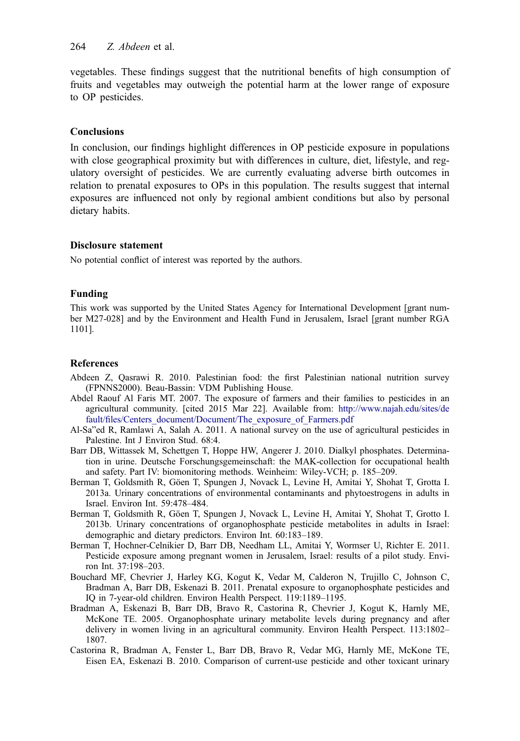vegetables. These findings suggest that the nutritional benefits of high consumption of fruits and vegetables may outweigh the potential harm at the lower range of exposure to OP pesticides.

## Conclusions

In conclusion, our findings highlight differences in OP pesticide exposure in populations with close geographical proximity but with differences in culture, diet, lifestyle, and regulatory oversight of pesticides. We are currently evaluating adverse birth outcomes in relation to prenatal exposures to OPs in this population. The results suggest that internal exposures are influenced not only by regional ambient conditions but also by personal dietary habits.

## Disclosure statement

No potential conflict of interest was reported by the authors.

## Funding

This work was supported by the United States Agency for International Development [grant number M27-028] and by the Environment and Health Fund in Jerusalem, Israel [grant number RGA 1101].

## References

Abdeen Z, Qasrawi R. 2010. Palestinian food: the first Palestinian national nutrition survey (FPNNS2000). Beau-Bassin: VDM Publishing House.

Abdel Raouf Al Faris MT. 2007. The exposure of farmers and their families to pesticides in an agricultural community. [cited 2015 Mar 22]. Available from: http://www.najah.edu/sites/default/files/Centers_document/Document/The_exposure_of_Farmers.pdf

Al-Sa"ed R, Ramlawi A, Salah A. 2011. A national survey on the use of agricultural pesticides in Palestine. Int J Environ Stud. 68:4.

Barr DB, Wittassek M, Schettgen T, Hoppe HW, Angerer J. 2010. Dialkyl phosphates. Determination in urine. Deutsche Forschungsgemeinschaft: the MAK-collection for occupational health and safety. Part IV: biomonitoring methods. Weinheim: Wiley-VCH; p. 185–209.

Berman T, Goldsmith R, Göen T, Spungen J, Novack L, Levine H, Amitai Y, Shohat T, Grotta I. 2013a. Urinary concentrations of environmental contaminants and phytoestrogens in adults in Israel. Environ Int. 59:478–484.

Berman T, Goldsmith R, Göen T, Spungen J, Novack L, Levine H, Amitai Y, Shohat T, Grotto I. 2013b. Urinary concentrations of organophosphate pesticide metabolites in adults in Israel: demographic and dietary predictors. Environ Int. 60:183–189.

Berman T, Hochner-Celnikier D, Barr DB, Needham LL, Amitai Y, Wormser U, Richter E. 2011. Pesticide exposure among pregnant women in Jerusalem, Israel: results of a pilot study. Environ Int. 37:198–203.

Bouchard MF, Chevrier J, Harley KG, Kogut K, Vedar M, Calderon N, Trujillo C, Johnson C, Bradman A, Barr DB, Eskenazi B. 2011. Prenatal exposure to organophosphate pesticides and IQ in 7-year-old children. Environ Health Perspect. 119:1189–1195.

Bradman A, Eskenazi B, Barr DB, Bravo R, Castorina R, Chevrier J, Kogut K, Harnly ME, McKone TE. 2005. Organophosphate urinary metabolite levels during pregnancy and after delivery in women living in an agricultural community. Environ Health Perspect. 113:1802–1807.

Castorina R, Bradman A, Fenster L, Barr DB, Bravo R, Vedar MG, Harnly ME, McKone TE, Eisen EA, Eskenazi B. 2010. Comparison of current-use pesticide and other toxicant urinary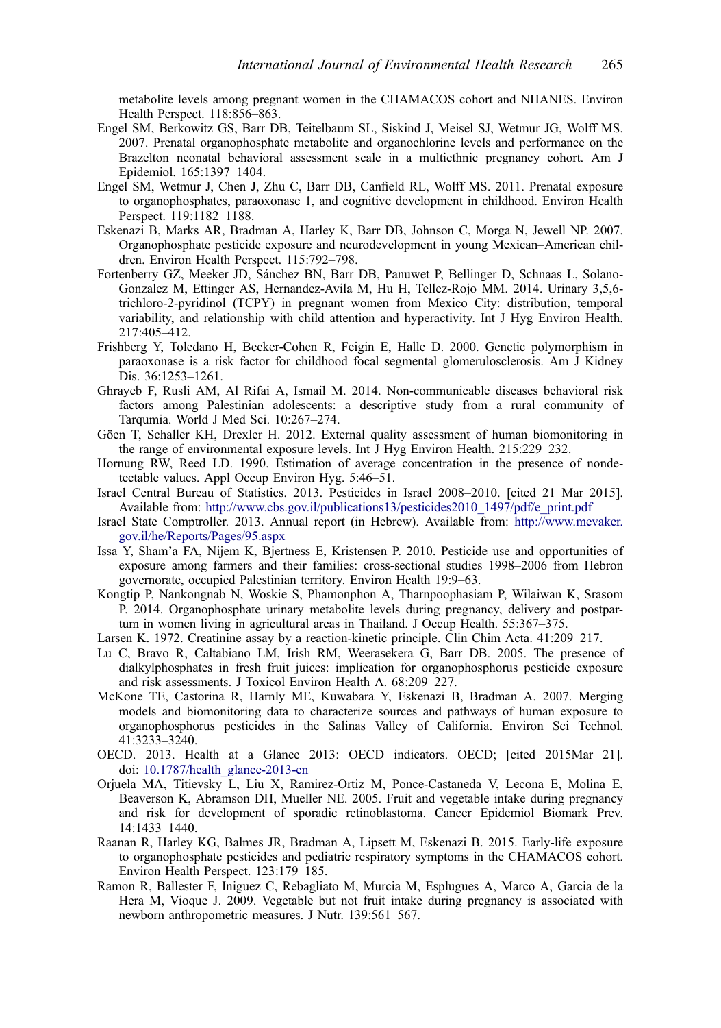metabolite levels among pregnant women in the CHAMACOS cohort and NHANES. Environ Health Perspect. 118:856–863.

Engel SM, Berkowitz GS, Barr DB, Teitelbaum SL, Siskind J, Meisel SJ, Wetmur JG, Wolff MS. 2007. Prenatal organophosphate metabolite and organochlorine levels and performance on the Brazelton neonatal behavioral assessment scale in a multiethnic pregnancy cohort. Am J Epidemiol. 165:1397–1404.

Engel SM, Wetmur J, Chen J, Zhu C, Barr DB, Canfield RL, Wolff MS. 2011. Prenatal exposure to organophosphates, paraoxonase 1, and cognitive development in childhood. Environ Health Perspect. 119:1182–1188.

Eskenazi B, Marks AR, Bradman A, Harley K, Barr DB, Johnson C, Morga N, Jewell NP. 2007. Organophosphate pesticide exposure and neurodevelopment in young Mexican–American children. Environ Health Perspect. 115:792–798.

Fortenberry GZ, Meeker JD, Sánchez BN, Barr DB, Panuwet P, Bellinger D, Schnaas L, Solano-Gonzalez M, Ettinger AS, Hernandez-Avila M, Hu H, Tellez-Rojo MM. 2014. Urinary 3,5,6-trichloro-2-pyridinol (TCPY) in pregnant women from Mexico City: distribution, temporal variability, and relationship with child attention and hyperactivity. Int J Hyg Environ Health. 217:405–412.

Frishberg Y, Toledano H, Becker-Cohen R, Feigin E, Halle D. 2000. Genetic polymorphism in paraoxonase is a risk factor for childhood focal segmental glomerulosclerosis. Am J Kidney Dis. 36:1253–1261.

Ghrayeb F, Rusli AM, Al Rifai A, Ismail M. 2014. Non-communicable diseases behavioral risk factors among Palestinian adolescents: a descriptive study from a rural community of Tarqumia. World J Med Sci. 10:267–274.

Göen T, Schaller KH, Drexler H. 2012. External quality assessment of human biomonitoring in the range of environmental exposure levels. Int J Hyg Environ Health. 215:229–232.

Hornung RW, Reed LD. 1990. Estimation of average concentration in the presence of nondetectable values. Appl Occup Environ Hyg. 5:46–51.

Israel Central Bureau of Statistics. 2013. Pesticides in Israel 2008–2010. [cited 21 Mar 2015]. Available from: http://www.cbs.gov.il/publications13/pesticides2010_1497/pdf/e_print.pdf

Israel State Comptroller. 2013. Annual report (in Hebrew). Available from: http://www.mevaker.gov.il/he/Reports/Pages/95.aspx

Issa Y, Sham'a FA, Nijem K, Bjertness E, Kristensen P. 2010. Pesticide use and opportunities of exposure among farmers and their families: cross-sectional studies 1998–2006 from Hebron governorate, occupied Palestinian territory. Environ Health 19:9–63.

Kongtip P, Nankongnab N, Woskie S, Phamonphon A, Tharnpoophasiam P, Wilaiwan K, Srasom P. 2014. Organophosphate urinary metabolite levels during pregnancy, delivery and postpartum in women living in agricultural areas in Thailand. J Occup Health. 55:367–375.

Larsen K. 1972. Creatinine assay by a reaction-kinetic principle. Clin Chim Acta. 41:209–217.

Lu C, Bravo R, Caltabiano LM, Irish RM, Weerasekera G, Barr DB. 2005. The presence of dialkylphosphates in fresh fruit juices: implication for organophosphorus pesticide exposure and risk assessments. J Toxicol Environ Health A. 68:209–227.

McKone TE, Castorina R, Harnly ME, Kuwabara Y, Eskenazi B, Bradman A. 2007. Merging models and biomonitoring data to characterize sources and pathways of human exposure to organophosphorus pesticides in the Salinas Valley of California. Environ Sci Technol. 41:3233–3240.

OECD. 2013. Health at a Glance 2013: OECD indicators. OECD; [cited 2015Mar 21]. doi: 10.1787/health_glance-2013-en

Orjuela MA, Titievsky L, Liu X, Ramirez-Ortiz M, Ponce-Castaneda V, Lecona E, Molina E, Beaverson K, Abramson DH, Mueller NE. 2005. Fruit and vegetable intake during pregnancy and risk for development of sporadic retinoblastoma. Cancer Epidemiol Biomark Prev. 14:1433–1440.

Raanan R, Harley KG, Balmes JR, Bradman A, Lipsett M, Eskenazi B. 2015. Early-life exposure to organophosphate pesticides and pediatric respiratory symptoms in the CHAMACOS cohort. Environ Health Perspect. 123:179–185.

Ramon R, Ballester F, Iniguez C, Rebagliato M, Murcia M, Esplugues A, Marco A, Garcia de la Hera M, Vioque J. 2009. Vegetable but not fruit intake during pregnancy is associated with newborn anthropometric measures. J Nutr. 139:561–567.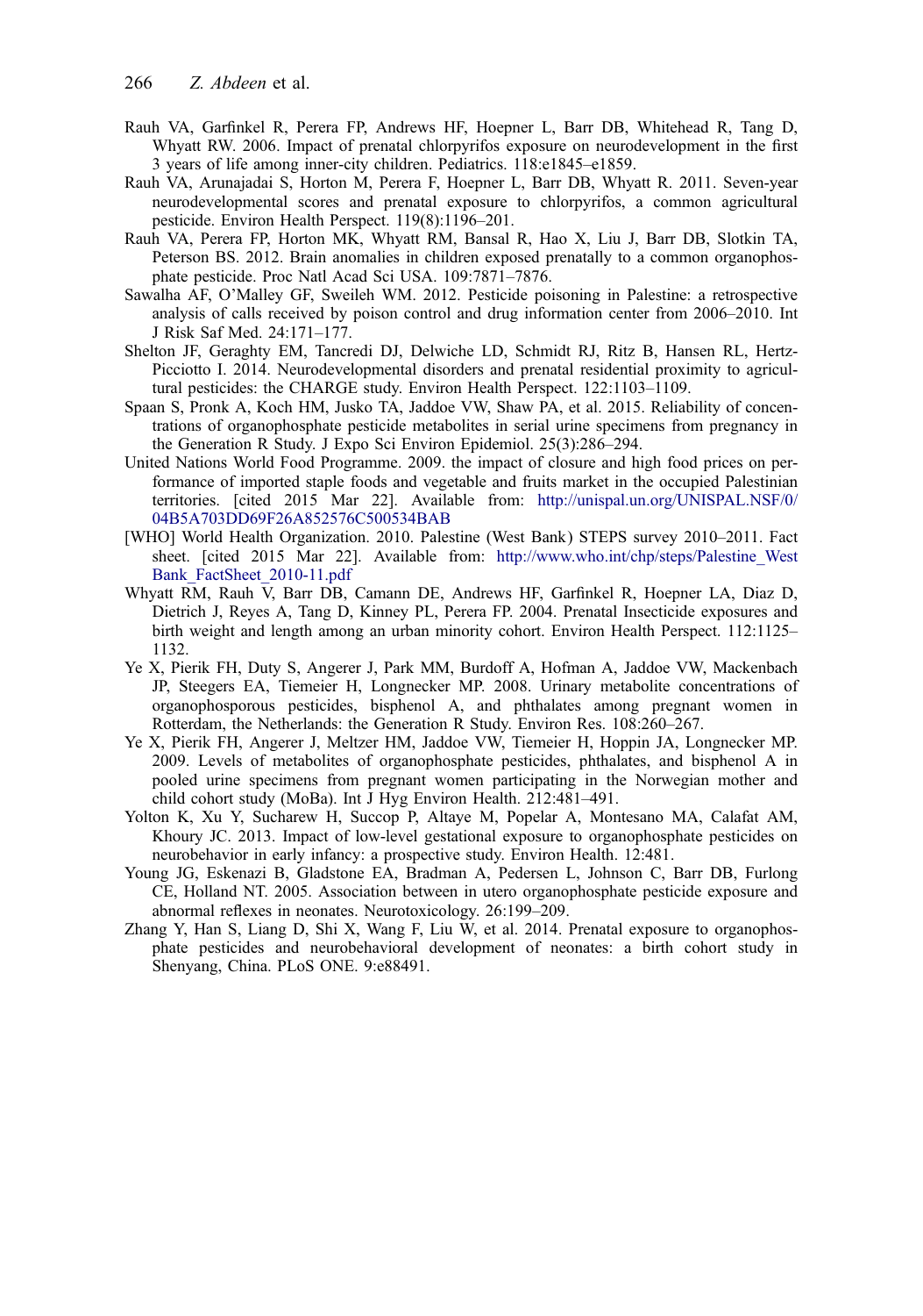Rauh VA, Garfinkel R, Perera FP, Andrews HF, Hoepner L, Barr DB, Whitehead R, Tang D, Whyatt RW. 2006. Impact of prenatal chlorpyrifos exposure on neurodevelopment in the first 3 years of life among inner-city children. Pediatrics. 118:e1845–e1859.

Rauh VA, Arunajadai S, Horton M, Perera F, Hoepner L, Barr DB, Whyatt R. 2011. Seven-year neurodevelopmental scores and prenatal exposure to chlorpyrifos, a common agricultural pesticide. Environ Health Perspect. 119(8):1196–201.

Rauh VA, Perera FP, Horton MK, Whyatt RM, Bansal R, Hao X, Liu J, Barr DB, Slotkin TA, Peterson BS. 2012. Brain anomalies in children exposed prenatally to a common organophosphate pesticide. Proc Natl Acad Sci USA. 109:7871–7876.

Sawalha AF, O'Malley GF, Sweileh WM. 2012. Pesticide poisoning in Palestine: a retrospective analysis of calls received by poison control and drug information center from 2006–2010. Int J Risk Saf Med. 24:171–177.

Shelton JF, Geraghty EM, Tancredi DJ, Delwiche LD, Schmidt RJ, Ritz B, Hansen RL, Hertz-Picciotto I. 2014. Neurodevelopmental disorders and prenatal residential proximity to agricultural pesticides: the CHARGE study. Environ Health Perspect. 122:1103–1109.

Spaan S, Pronk A, Koch HM, Jusko TA, Jaddoe VW, Shaw PA, et al. 2015. Reliability of concentrations of organophosphate pesticide metabolites in serial urine specimens from pregnancy in the Generation R Study. J Expo Sci Environ Epidemiol. 25(3):286–294.

United Nations World Food Programme. 2009. the impact of closure and high food prices on performance of imported staple foods and vegetable and fruits market in the occupied Palestinian territories. [cited 2015 Mar 22]. Available from: http://unispal.un.org/UNISPAL.NSF/0/04B5A703DD69F26A852576C500534BAB

[WHO] World Health Organization. 2010. Palestine (West Bank) STEPS survey 2010–2011. Fact sheet. [cited 2015 Mar 22]. Available from: http://www.who.int/chp/steps/Palestine_WestBank_FactSheet_2010-11.pdf

Whyatt RM, Rauh V, Barr DB, Camann DE, Andrews HF, Garfinkel R, Hoepner LA, Diaz D, Dietrich J, Reyes A, Tang D, Kinney PL, Perera FP. 2004. Prenatal Insecticide exposures and birth weight and length among an urban minority cohort. Environ Health Perspect. 112:1125–1132.

Ye X, Pierik FH, Duty S, Angerer J, Park MM, Burdoff A, Hofman A, Jaddoe VW, Mackenbach JP, Steegers EA, Tiemeier H, Longnecker MP. 2008. Urinary metabolite concentrations of organophosporous pesticides, bisphenol A, and phthalates among pregnant women in Rotterdam, the Netherlands: the Generation R Study. Environ Res. 108:260–267.

Ye X, Pierik FH, Angerer J, Meltzer HM, Jaddoe VW, Tiemeier H, Hoppin JA, Longnecker MP. 2009. Levels of metabolites of organophosphate pesticides, phthalates, and bisphenol A in pooled urine specimens from pregnant women participating in the Norwegian mother and child cohort study (MoBa). Int J Hyg Environ Health. 212:481–491.

Yolton K, Xu Y, Sucharew H, Succop P, Altaye M, Popelar A, Montesano MA, Calafat AM, Khoury JC. 2013. Impact of low-level gestational exposure to organophosphate pesticides on neurobehavior in early infancy: a prospective study. Environ Health. 12:481.

Young JG, Eskenazi B, Gladstone EA, Bradman A, Pedersen L, Johnson C, Barr DB, Furlong CE, Holland NT. 2005. Association between in utero organophosphate pesticide exposure and abnormal reflexes in neonates. Neurotoxicology. 26:199–209.

Zhang Y, Han S, Liang D, Shi X, Wang F, Liu W, et al. 2014. Prenatal exposure to organophosphate pesticides and neurobehavioral development of neonates: a birth cohort study in Shenyang, China. PLoS ONE. 9:e88491.